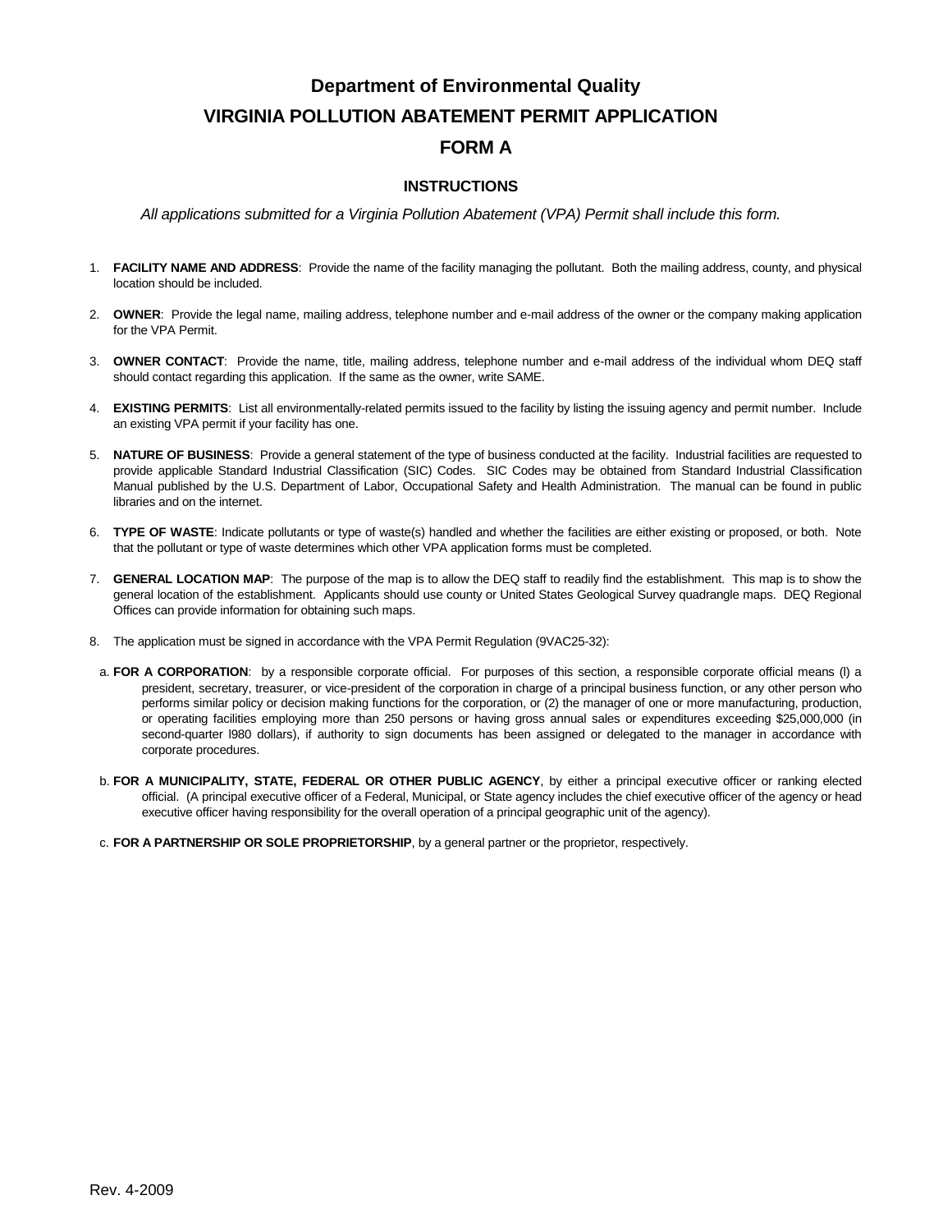# Department of Environmental Quality

# VIRGINIA POLLUTION ABATEMENT PERMIT APPLICATION

# FORM A

## INSTRUCTIONS

*All applications submitted for a Virginia Pollution Abatement (VPA) Permit shall include this form.*

1. **FACILITY NAME AND ADDRESS**: Provide the name of the facility managing the pollutant. Both the mailing address, county, and physical location should be included.

2. **OWNER**: Provide the legal name, mailing address, telephone number and e-mail address of the owner or the company making application for the VPA Permit.

3. **OWNER CONTACT**: Provide the name, title, mailing address, telephone number and e-mail address of the individual whom DEQ staff should contact regarding this application. If the same as the owner, write SAME.

4. **EXISTING PERMITS**: List all environmentally-related permits issued to the facility by listing the issuing agency and permit number. Include an existing VPA permit if your facility has one.

5. **NATURE OF BUSINESS**: Provide a general statement of the type of business conducted at the facility. Industrial facilities are requested to provide applicable Standard Industrial Classification (SIC) Codes. SIC Codes may be obtained from Standard Industrial Classification Manual published by the U.S. Department of Labor, Occupational Safety and Health Administration. The manual can be found in public libraries and on the internet.

6. **TYPE OF WASTE**: Indicate pollutants or type of waste(s) handled and whether the facilities are either existing or proposed, or both. Note that the pollutant or type of waste determines which other VPA application forms must be completed.

7. **GENERAL LOCATION MAP**: The purpose of the map is to allow the DEQ staff to readily find the establishment. This map is to show the general location of the establishment. Applicants should use county or United States Geological Survey quadrangle maps. DEQ Regional Offices can provide information for obtaining such maps.

8. The application must be signed in accordance with the VPA Permit Regulation (9VAC25-32):

   a. **FOR A CORPORATION**: by a responsible corporate official. For purposes of this section, a responsible corporate official means (l) a president, secretary, treasurer, or vice-president of the corporation in charge of a principal business function, or any other person who performs similar policy or decision making functions for the corporation, or (2) the manager of one or more manufacturing, production, or operating facilities employing more than 250 persons or having gross annual sales or expenditures exceeding $25,000,000 (in second-quarter l980 dollars), if authority to sign documents has been assigned or delegated to the manager in accordance with corporate procedures.

   b. **FOR A MUNICIPALITY, STATE, FEDERAL OR OTHER PUBLIC AGENCY**, by either a principal executive officer or ranking elected official. (A principal executive officer of a Federal, Municipal, or State agency includes the chief executive officer of the agency or head executive officer having responsibility for the overall operation of a principal geographic unit of the agency).

   c. **FOR A PARTNERSHIP OR SOLE PROPRIETORSHIP**, by a general partner or the proprietor, respectively.

Rev. 4-2009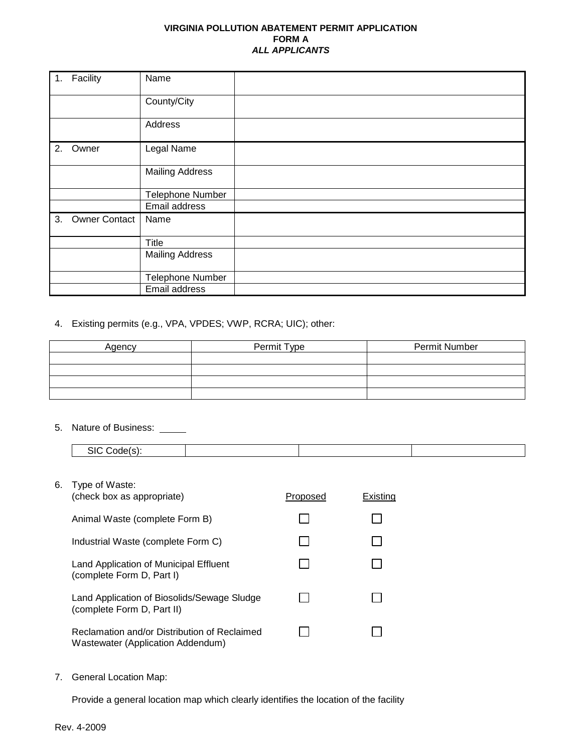**VIRGINIA POLLUTION ABATEMENT PERMIT APPLICATION**
**FORM A**
***ALL APPLICANTS***

| | | |
|---|---|---|
| 1. Facility | Name | |
| | County/City | |
| | Address | |
| 2. Owner | Legal Name | |
| | Mailing Address | |
| | Telephone Number | |
| | Email address | |
| 3. Owner Contact | Name | |
| | Title | |
| | Mailing Address | |
| | Telephone Number | |
| | Email address | |

4. Existing permits (e.g., VPA, VPDES; VWP, RCRA; UIC); other:

| Agency | Permit Type | Permit Number |
|---|---|---|
| | | |
| | | |
| | | |
| | | |

5. Nature of Business: _____

| SIC Code(s): | | | |
|---|---|---|---|

6. Type of Waste:
(check box as appropriate)

| | Proposed | Existing |
|---|---|---|
| Animal Waste (complete Form B) | ☐ | ☐ |
| Industrial Waste (complete Form C) | ☐ | ☐ |
| Land Application of Municipal Effluent (complete Form D, Part I) | ☐ | ☐ |
| Land Application of Biosolids/Sewage Sludge (complete Form D, Part II) | ☐ | ☐ |
| Reclamation and/or Distribution of Reclaimed Wastewater (Application Addendum) | ☐ | ☐ |

7. General Location Map:

Provide a general location map which clearly identifies the location of the facility

Rev. 4-2009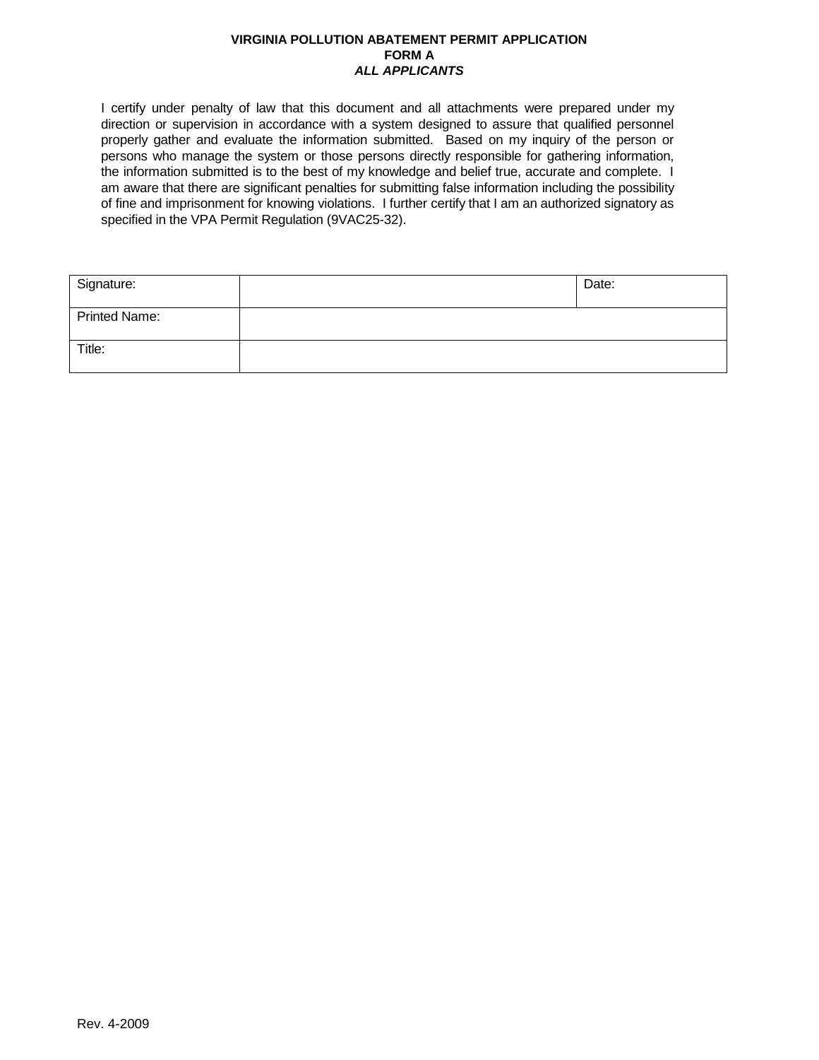**VIRGINIA POLLUTION ABATEMENT PERMIT APPLICATION**
**FORM A**
***ALL APPLICANTS***

I certify under penalty of law that this document and all attachments were prepared under my direction or supervision in accordance with a system designed to assure that qualified personnel properly gather and evaluate the information submitted. Based on my inquiry of the person or persons who manage the system or those persons directly responsible for gathering information, the information submitted is to the best of my knowledge and belief true, accurate and complete. I am aware that there are significant penalties for submitting false information including the possibility of fine and imprisonment for knowing violations. I further certify that I am an authorized signatory as specified in the VPA Permit Regulation (9VAC25-32).

| | | |
|---|---|---|
| Signature: | | Date: |
| Printed Name: | | |
| Title: | | |

Rev. 4-2009